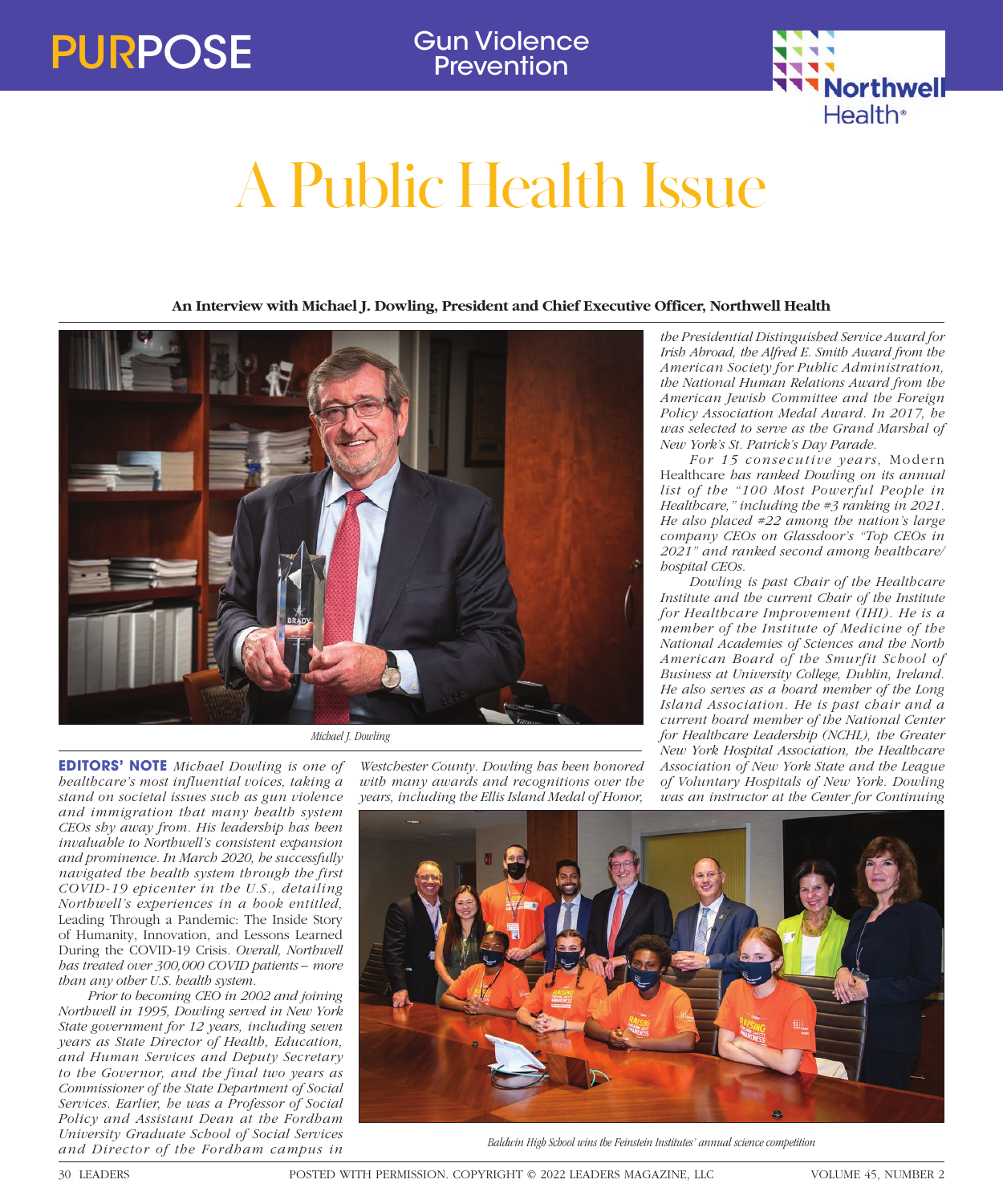PURPOSE

Gun Violence Prevention

Northwell Health®

# A Public Health Issue

**An Interview with Michael J. Dowling, President and Chief Executive Officer, Northwell Health**

Michael J. Dowling

**EDITORS' NOTE** *Michael Dowling is one of healthcare's most influential voices, taking a stand on societal issues such as gun violence and immigration that many health system CEOs shy away from. His leadership has been invaluable to Northwell's consistent expansion and prominence. In March 2020, he successfully navigated the health system through the first COVID-19 epicenter in the U.S., detailing Northwell's experiences in a book entitled,* Leading Through a Pandemic: The Inside Story of Humanity, Innovation, and Lessons Learned During the COVID-19 Crisis. *Overall, Northwell has treated over 300,000 COVID patients – more than any other U.S. health system.*

*Prior to becoming CEO in 2002 and joining Northwell in 1995, Dowling served in New York State government for 12 years, including seven years as State Director of Health, Education, and Human Services and Deputy Secretary to the Governor, and the final two years as Commissioner of the State Department of Social Services. Earlier, he was a Professor of Social Policy and Assistant Dean at the Fordham University Graduate School of Social Services and Director of the Fordham campus in Westchester County. Dowling has been honored with many awards and recognitions over the years, including the Ellis Island Medal of Honor, the Presidential Distinguished Service Award for Irish Abroad, the Alfred E. Smith Award from the American Society for Public Administration, the National Human Relations Award from the American Jewish Committee and the Foreign Policy Association Medal Award. In 2017, he was selected to serve as the Grand Marshal of New York's St. Patrick's Day Parade.*

*For 15 consecutive years,* Modern Healthcare *has ranked Dowling on its annual list of the "100 Most Powerful People in Healthcare," including the #3 ranking in 2021. He also placed #22 among the nation's large company CEOs on Glassdoor's "Top CEOs in 2021" and ranked second among healthcare/hospital CEOs.*

*Dowling is past Chair of the Healthcare Institute and the current Chair of the Institute for Healthcare Improvement (IHI). He is a member of the Institute of Medicine of the National Academies of Sciences and the North American Board of the Smurfit School of Business at University College, Dublin, Ireland. He also serves as a board member of the Long Island Association. He is past chair and a current board member of the National Center for Healthcare Leadership (NCHL), the Greater New York Hospital Association, the Healthcare Association of New York State and the League of Voluntary Hospitals of New York. Dowling was an instructor at the Center for Continuing*

Baldwin High School wins the Feinstein Institutes' annual science competition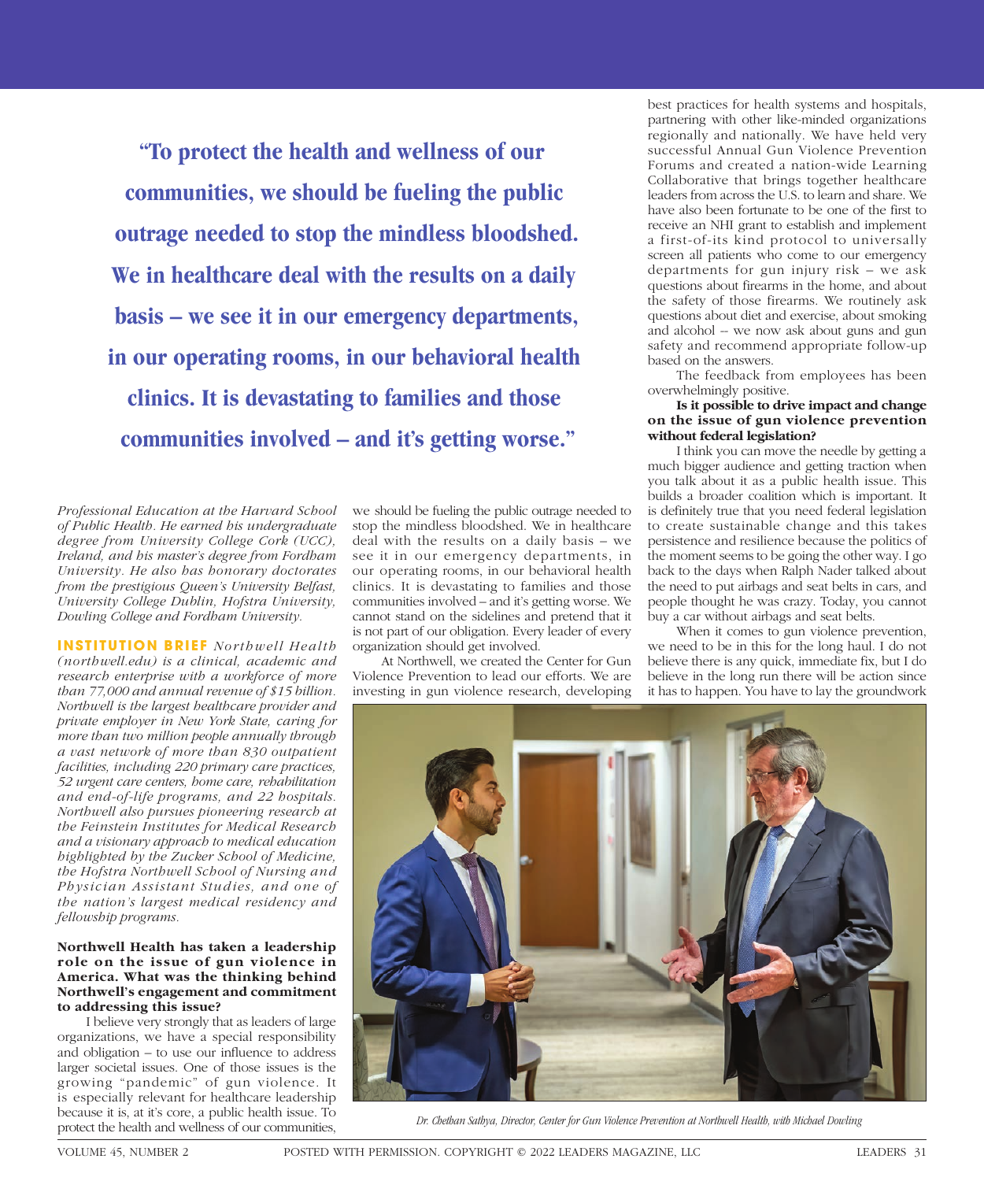**"To protect the health and wellness of our communities, we should be fueling the public outrage needed to stop the mindless bloodshed. We in healthcare deal with the results on a daily basis – we see it in our emergency departments, in our operating rooms, in our behavioral health clinics. It is devastating to families and those communities involved – and it's getting worse."**

*Professional Education at the Harvard School of Public Health. He earned his undergraduate degree from University College Cork (UCC), Ireland, and his master's degree from Fordham University. He also has honorary doctorates from the prestigious Queen's University Belfast, University College Dublin, Hofstra University, Dowling College and Fordham University.*

**INSTITUTION BRIEF** *Northwell Health (northwell.edu) is a clinical, academic and research enterprise with a workforce of more than 77,000 and annual revenue of $15 billion. Northwell is the largest healthcare provider and private employer in New York State, caring for more than two million people annually through a vast network of more than 830 outpatient facilities, including 220 primary care practices, 52 urgent care centers, home care, rehabilitation and end-of-life programs, and 22 hospitals. Northwell also pursues pioneering research at the Feinstein Institutes for Medical Research and a visionary approach to medical education highlighted by the Zucker School of Medicine, the Hofstra Northwell School of Nursing and Physician Assistant Studies, and one of the nation's largest medical residency and fellowship programs.*

**Northwell Health has taken a leadership role on the issue of gun violence in America. What was the thinking behind Northwell's engagement and commitment to addressing this issue?**

I believe very strongly that as leaders of large organizations, we have a special responsibility and obligation – to use our influence to address larger societal issues. One of those issues is the growing "pandemic" of gun violence. It is especially relevant for healthcare leadership because it is, at it's core, a public health issue. To protect the health and wellness of our communities, we should be fueling the public outrage needed to stop the mindless bloodshed. We in healthcare deal with the results on a daily basis – we see it in our emergency departments, in our operating rooms, in our behavioral health clinics. It is devastating to families and those communities involved – and it's getting worse. We cannot stand on the sidelines and pretend that it is not part of our obligation. Every leader of every organization should get involved.

At Northwell, we created the Center for Gun Violence Prevention to lead our efforts. We are investing in gun violence research, developing best practices for health systems and hospitals, partnering with other like-minded organizations regionally and nationally. We have held very successful Annual Gun Violence Prevention Forums and created a nation-wide Learning Collaborative that brings together healthcare leaders from across the U.S. to learn and share. We have also been fortunate to be one of the first to receive an NHI grant to establish and implement a first-of-its kind protocol to universally screen all patients who come to our emergency departments for gun injury risk – we ask questions about firearms in the home, and about the safety of those firearms. We routinely ask questions about diet and exercise, about smoking and alcohol -- we now ask about guns and gun safety and recommend appropriate follow-up based on the answers.

The feedback from employees has been overwhelmingly positive.

**Is it possible to drive impact and change on the issue of gun violence prevention without federal legislation?**

I think you can move the needle by getting a much bigger audience and getting traction when you talk about it as a public health issue. This builds a broader coalition which is important. It is definitely true that you need federal legislation to create sustainable change and this takes persistence and resilience because the politics of the moment seems to be going the other way. I go back to the days when Ralph Nader talked about the need to put airbags and seat belts in cars, and people thought he was crazy. Today, you cannot buy a car without airbags and seat belts.

When it comes to gun violence prevention, we need to be in this for the long haul. I do not believe there is any quick, immediate fix, but I do believe in the long run there will be action since it has to happen. You have to lay the groundwork

*Dr. Chethan Sathya, Director, Center for Gun Violence Prevention at Northwell Health, with Michael Dowling*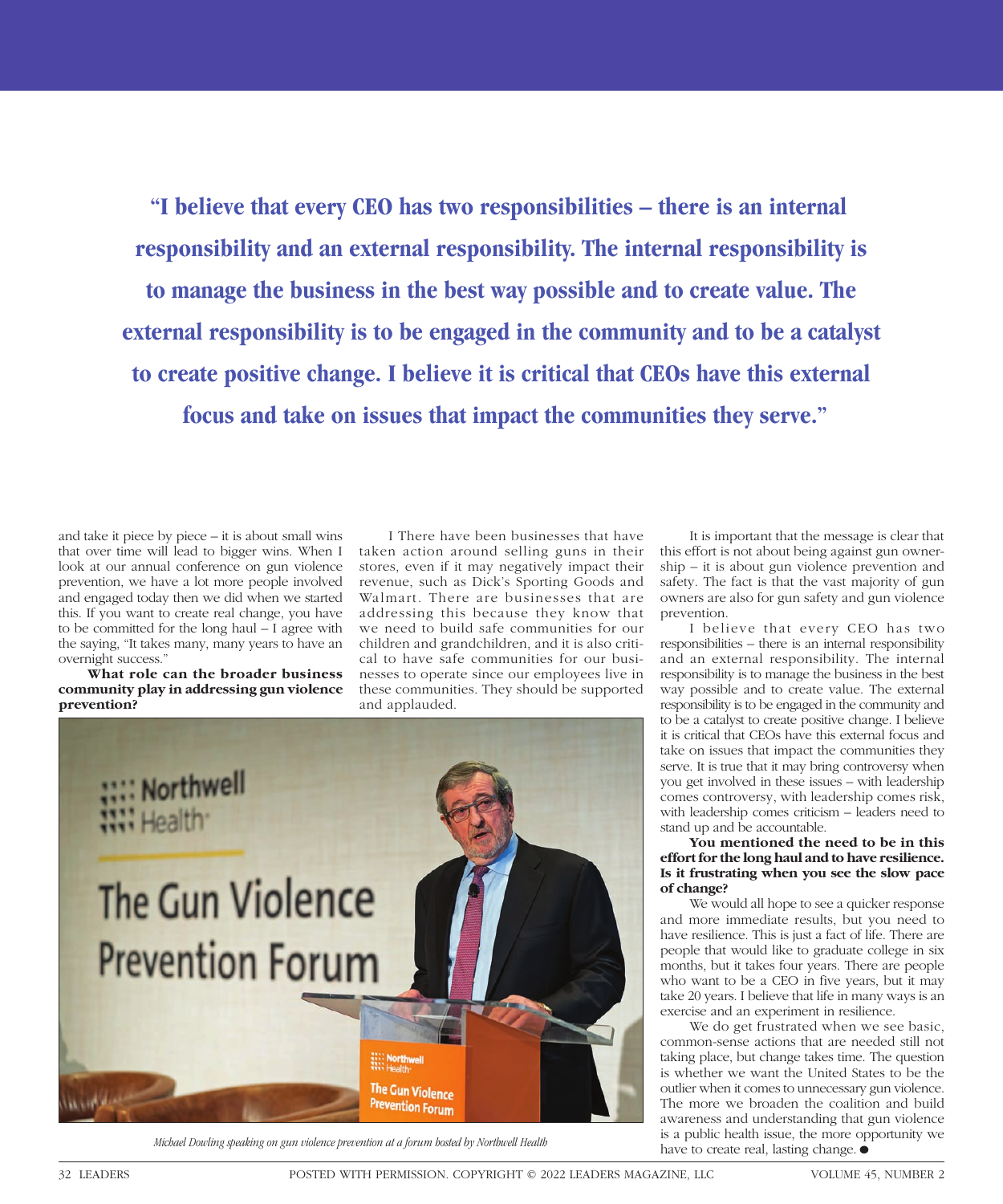"I believe that every CEO has two responsibilities – there is an internal responsibility and an external responsibility. The internal responsibility is to manage the business in the best way possible and to create value. The external responsibility is to be engaged in the community and to be a catalyst to create positive change. I believe it is critical that CEOs have this external focus and take on issues that impact the communities they serve."

and take it piece by piece – it is about small wins that over time will lead to bigger wins. When I look at our annual conference on gun violence prevention, we have a lot more people involved and engaged today then we did when we started this. If you want to create real change, you have to be committed for the long haul – I agree with the saying, "It takes many, many years to have an overnight success."

**What role can the broader business community play in addressing gun violence prevention?**

I There have been businesses that have taken action around selling guns in their stores, even if it may negatively impact their revenue, such as Dick's Sporting Goods and Walmart. There are businesses that are addressing this because they know that we need to build safe communities for our children and grandchildren, and it is also critical to have safe communities for our businesses to operate since our employees live in these communities. They should be supported and applauded.

*Michael Dowling speaking on gun violence prevention at a forum hosted by Northwell Health*

It is important that the message is clear that this effort is not about being against gun ownership – it is about gun violence prevention and safety. The fact is that the vast majority of gun owners are also for gun safety and gun violence prevention.

I believe that every CEO has two responsibilities – there is an internal responsibility and an external responsibility. The internal responsibility is to manage the business in the best way possible and to create value. The external responsibility is to be engaged in the community and to be a catalyst to create positive change. I believe it is critical that CEOs have this external focus and take on issues that impact the communities they serve. It is true that it may bring controversy when you get involved in these issues – with leadership comes controversy, with leadership comes risk, with leadership comes criticism – leaders need to stand up and be accountable.

**You mentioned the need to be in this effort for the long haul and to have resilience. Is it frustrating when you see the slow pace of change?**

We would all hope to see a quicker response and more immediate results, but you need to have resilience. This is just a fact of life. There are people that would like to graduate college in six months, but it takes four years. There are people who want to be a CEO in five years, but it may take 20 years. I believe that life in many ways is an exercise and an experiment in resilience.

We do get frustrated when we see basic, common-sense actions that are needed still not taking place, but change takes time. The question is whether we want the United States to be the outlier when it comes to unnecessary gun violence. The more we broaden the coalition and build awareness and understanding that gun violence is a public health issue, the more opportunity we have to create real, lasting change. ●